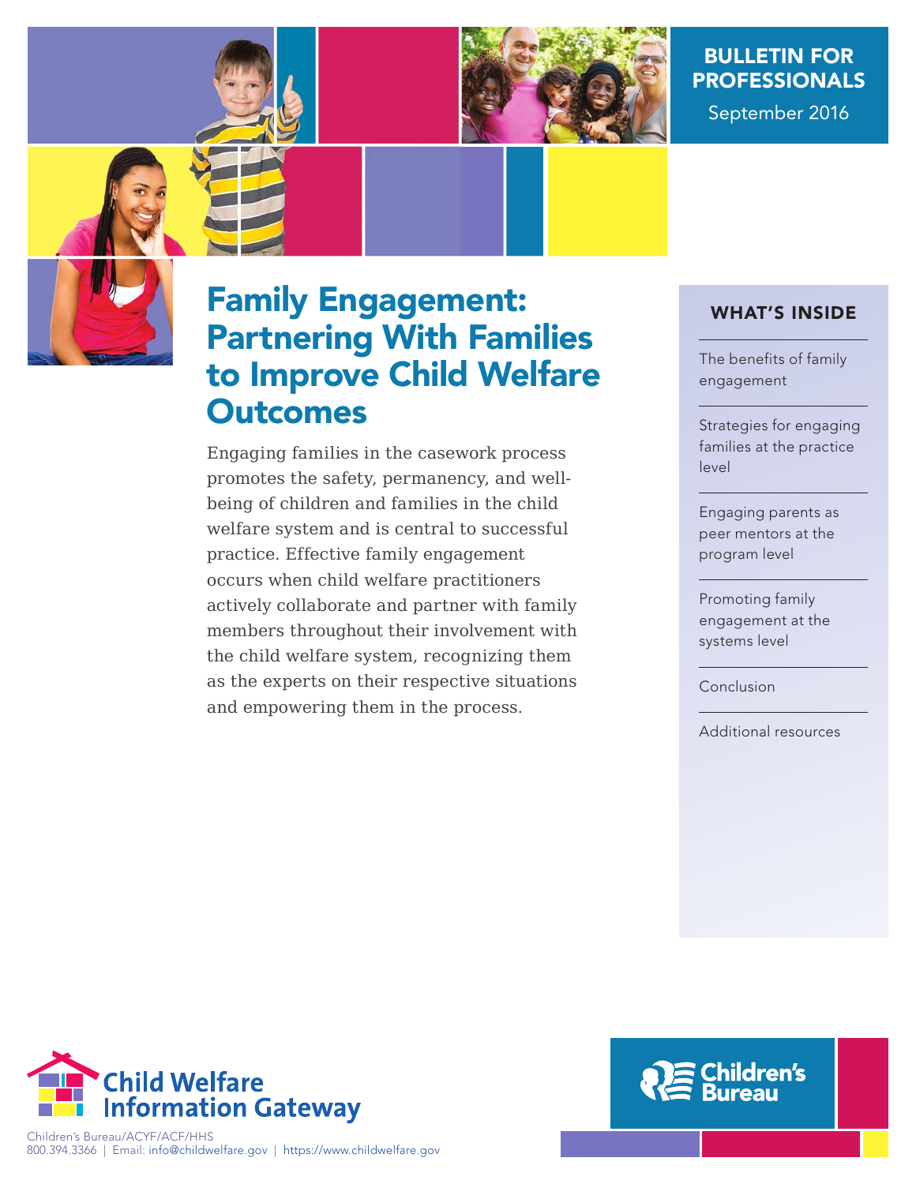BULLETIN FOR PROFESSIONALS

September 2016

# Family Engagement: Partnering With Families to Improve Child Welfare Outcomes

Engaging families in the casework process promotes the safety, permanency, and well-being of children and families in the child welfare system and is central to successful practice. Effective family engagement occurs when child welfare practitioners actively collaborate and partner with family members throughout their involvement with the child welfare system, recognizing them as the experts on their respective situations and empowering them in the process.

## WHAT'S INSIDE

- The benefits of family engagement
- Strategies for engaging families at the practice level
- Engaging parents as peer mentors at the program level
- Promoting family engagement at the systems level
- Conclusion
- Additional resources

Child Welfare Information Gateway

Children's Bureau/ACYF/ACF/HHS
800.394.3366 | Email: info@childwelfare.gov | https://www.childwelfare.gov

Children's Bureau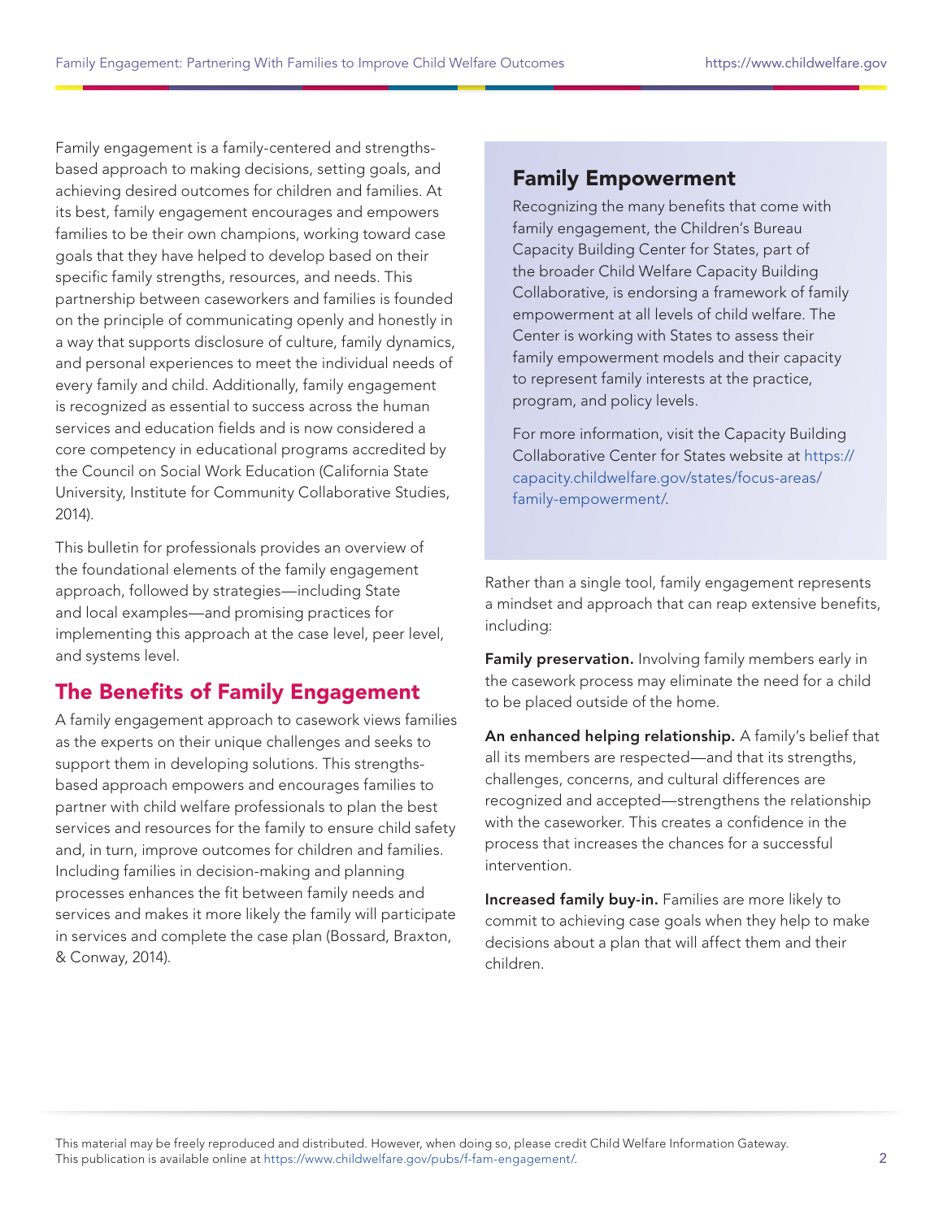Family engagement is a family-centered and strengths-based approach to making decisions, setting goals, and achieving desired outcomes for children and families. At its best, family engagement encourages and empowers families to be their own champions, working toward case goals that they have helped to develop based on their specific family strengths, resources, and needs. This partnership between caseworkers and families is founded on the principle of communicating openly and honestly in a way that supports disclosure of culture, family dynamics, and personal experiences to meet the individual needs of every family and child. Additionally, family engagement is recognized as essential to success across the human services and education fields and is now considered a core competency in educational programs accredited by the Council on Social Work Education (California State University, Institute for Community Collaborative Studies, 2014).

This bulletin for professionals provides an overview of the foundational elements of the family engagement approach, followed by strategies—including State and local examples—and promising practices for implementing this approach at the case level, peer level, and systems level.

## The Benefits of Family Engagement

A family engagement approach to casework views families as the experts on their unique challenges and seeks to support them in developing solutions. This strengths-based approach empowers and encourages families to partner with child welfare professionals to plan the best services and resources for the family to ensure child safety and, in turn, improve outcomes for children and families. Including families in decision-making and planning processes enhances the fit between family needs and services and makes it more likely the family will participate in services and complete the case plan (Bossard, Braxton, & Conway, 2014).

### Family Empowerment

Recognizing the many benefits that come with family engagement, the Children's Bureau Capacity Building Center for States, part of the broader Child Welfare Capacity Building Collaborative, is endorsing a framework of family empowerment at all levels of child welfare. The Center is working with States to assess their family empowerment models and their capacity to represent family interests at the practice, program, and policy levels.

For more information, visit the Capacity Building Collaborative Center for States website at https://capacity.childwelfare.gov/states/focus-areas/family-empowerment/.

Rather than a single tool, family engagement represents a mindset and approach that can reap extensive benefits, including:

**Family preservation.** Involving family members early in the casework process may eliminate the need for a child to be placed outside of the home.

**An enhanced helping relationship.** A family's belief that all its members are respected—and that its strengths, challenges, concerns, and cultural differences are recognized and accepted—strengthens the relationship with the caseworker. This creates a confidence in the process that increases the chances for a successful intervention.

**Increased family buy-in.** Families are more likely to commit to achieving case goals when they help to make decisions about a plan that will affect them and their children.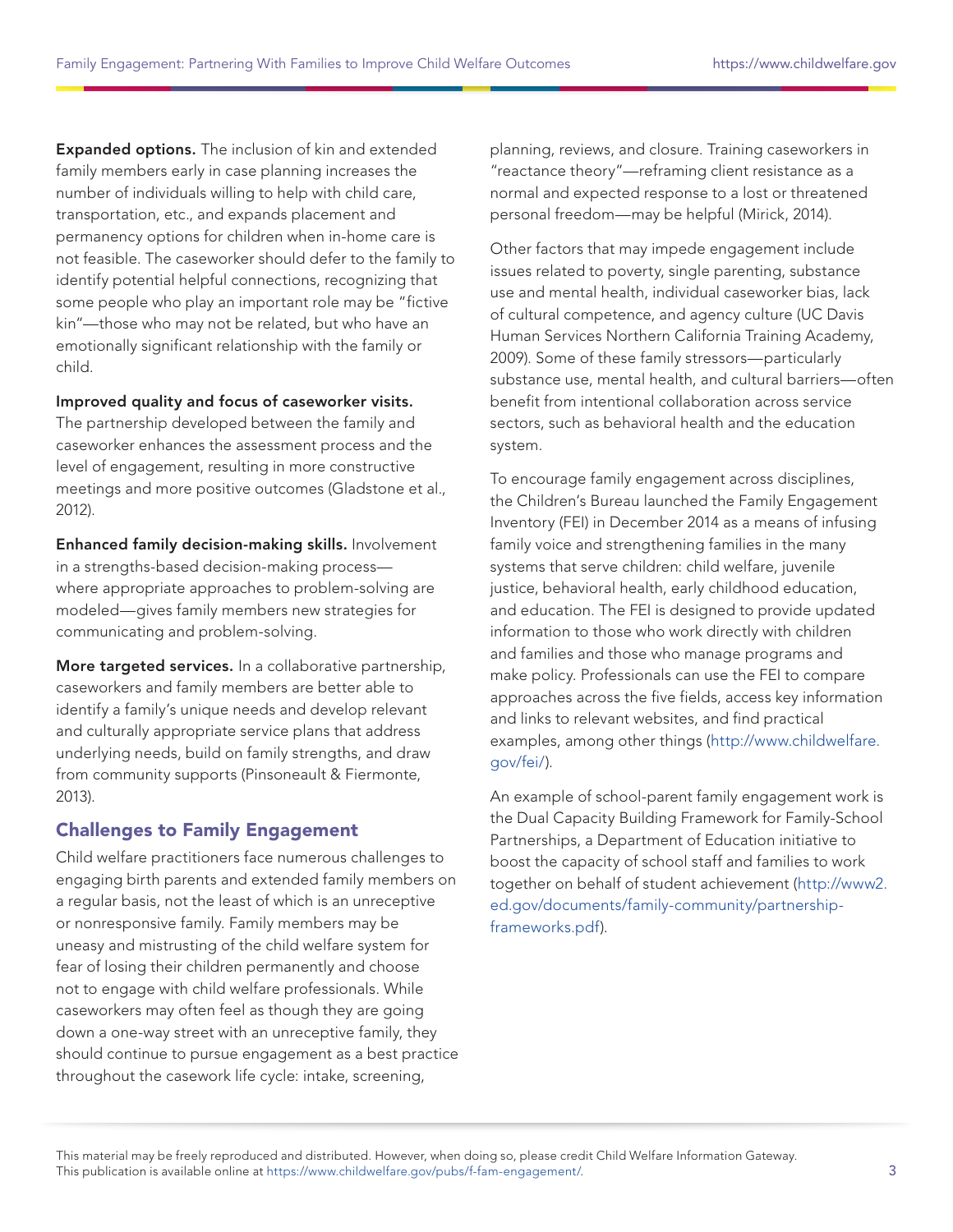**Expanded options.** The inclusion of kin and extended family members early in case planning increases the number of individuals willing to help with child care, transportation, etc., and expands placement and permanency options for children when in-home care is not feasible. The caseworker should defer to the family to identify potential helpful connections, recognizing that some people who play an important role may be "fictive kin"—those who may not be related, but who have an emotionally significant relationship with the family or child.

**Improved quality and focus of caseworker visits.** The partnership developed between the family and caseworker enhances the assessment process and the level of engagement, resulting in more constructive meetings and more positive outcomes (Gladstone et al., 2012).

**Enhanced family decision-making skills.** Involvement in a strengths-based decision-making process—where appropriate approaches to problem-solving are modeled—gives family members new strategies for communicating and problem-solving.

**More targeted services.** In a collaborative partnership, caseworkers and family members are better able to identify a family's unique needs and develop relevant and culturally appropriate service plans that address underlying needs, build on family strengths, and draw from community supports (Pinsoneault & Fiermonte, 2013).

## Challenges to Family Engagement

Child welfare practitioners face numerous challenges to engaging birth parents and extended family members on a regular basis, not the least of which is an unreceptive or nonresponsive family. Family members may be uneasy and mistrusting of the child welfare system for fear of losing their children permanently and choose not to engage with child welfare professionals. While caseworkers may often feel as though they are going down a one-way street with an unreceptive family, they should continue to pursue engagement as a best practice throughout the casework life cycle: intake, screening, planning, reviews, and closure. Training caseworkers in "reactance theory"—reframing client resistance as a normal and expected response to a lost or threatened personal freedom—may be helpful (Mirick, 2014).

Other factors that may impede engagement include issues related to poverty, single parenting, substance use and mental health, individual caseworker bias, lack of cultural competence, and agency culture (UC Davis Human Services Northern California Training Academy, 2009). Some of these family stressors—particularly substance use, mental health, and cultural barriers—often benefit from intentional collaboration across service sectors, such as behavioral health and the education system.

To encourage family engagement across disciplines, the Children's Bureau launched the Family Engagement Inventory (FEI) in December 2014 as a means of infusing family voice and strengthening families in the many systems that serve children: child welfare, juvenile justice, behavioral health, early childhood education, and education. The FEI is designed to provide updated information to those who work directly with children and families and those who manage programs and make policy. Professionals can use the FEI to compare approaches across the five fields, access key information and links to relevant websites, and find practical examples, among other things (http://www.childwelfare.gov/fei/).

An example of school-parent family engagement work is the Dual Capacity Building Framework for Family-School Partnerships, a Department of Education initiative to boost the capacity of school staff and families to work together on behalf of student achievement (http://www2.ed.gov/documents/family-community/partnership-frameworks.pdf).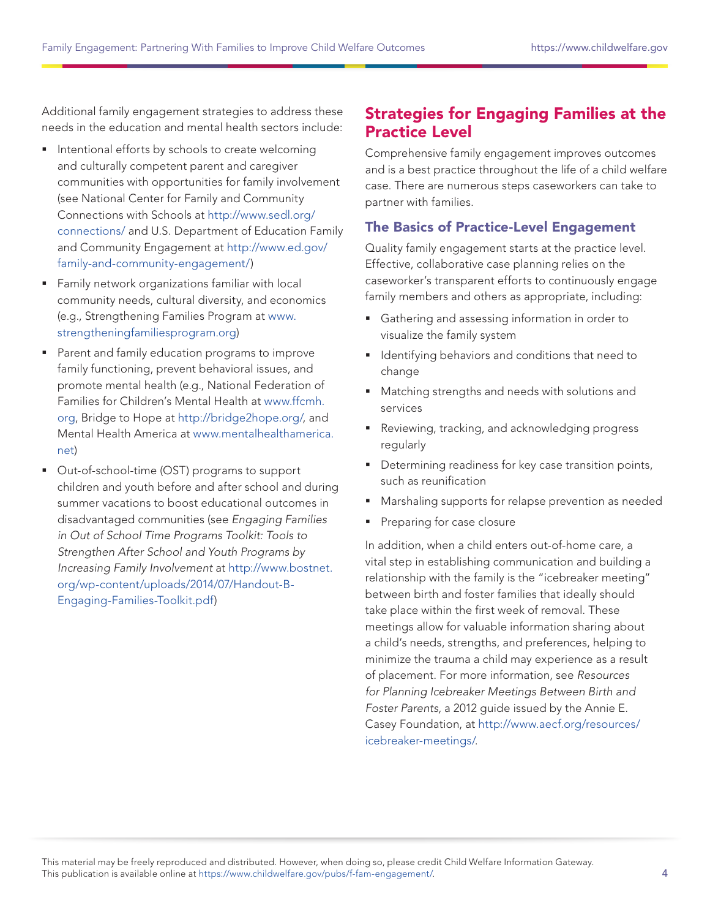Additional family engagement strategies to address these needs in the education and mental health sectors include:

- Intentional efforts by schools to create welcoming and culturally competent parent and caregiver communities with opportunities for family involvement (see National Center for Family and Community Connections with Schools at http://www.sedl.org/connections/ and U.S. Department of Education Family and Community Engagement at http://www.ed.gov/family-and-community-engagement/)
- Family network organizations familiar with local community needs, cultural diversity, and economics (e.g., Strengthening Families Program at www.strengtheningfamiliesprogram.org)
- Parent and family education programs to improve family functioning, prevent behavioral issues, and promote mental health (e.g., National Federation of Families for Children's Mental Health at www.ffcmh.org, Bridge to Hope at http://bridge2hope.org/, and Mental Health America at www.mentalhealthamerica.net)
- Out-of-school-time (OST) programs to support children and youth before and after school and during summer vacations to boost educational outcomes in disadvantaged communities (see *Engaging Families in Out of School Time Programs Toolkit: Tools to Strengthen After School and Youth Programs by Increasing Family Involvement* at http://www.bostnet.org/wp-content/uploads/2014/07/Handout-B-Engaging-Families-Toolkit.pdf)

## Strategies for Engaging Families at the Practice Level

Comprehensive family engagement improves outcomes and is a best practice throughout the life of a child welfare case. There are numerous steps caseworkers can take to partner with families.

### The Basics of Practice-Level Engagement

Quality family engagement starts at the practice level. Effective, collaborative case planning relies on the caseworker's transparent efforts to continuously engage family members and others as appropriate, including:

- Gathering and assessing information in order to visualize the family system
- Identifying behaviors and conditions that need to change
- Matching strengths and needs with solutions and services
- Reviewing, tracking, and acknowledging progress regularly
- Determining readiness for key case transition points, such as reunification
- Marshaling supports for relapse prevention as needed
- Preparing for case closure

In addition, when a child enters out-of-home care, a vital step in establishing communication and building a relationship with the family is the "icebreaker meeting" between birth and foster families that ideally should take place within the first week of removal. These meetings allow for valuable information sharing about a child's needs, strengths, and preferences, helping to minimize the trauma a child may experience as a result of placement. For more information, see *Resources for Planning Icebreaker Meetings Between Birth and Foster Parents,* a 2012 guide issued by the Annie E. Casey Foundation, at http://www.aecf.org/resources/icebreaker-meetings/.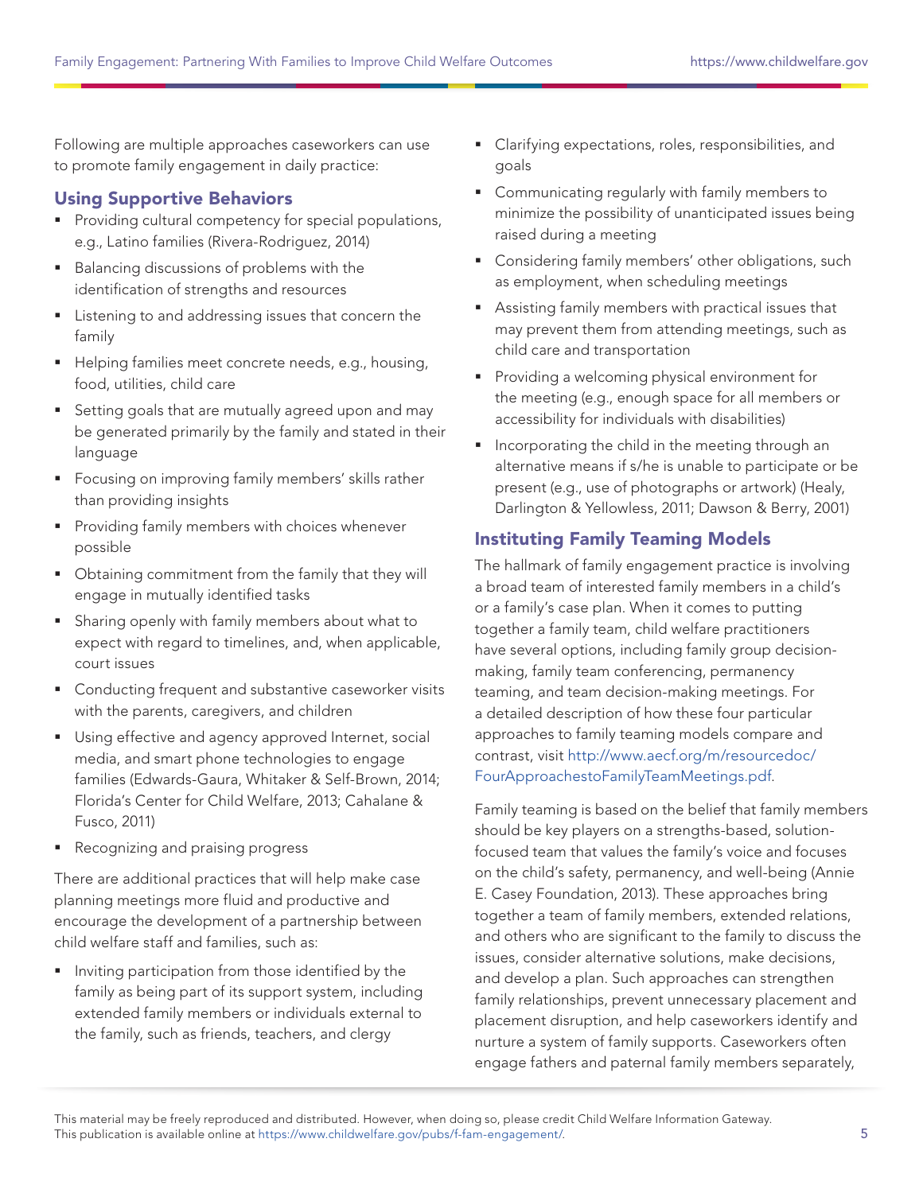Following are multiple approaches caseworkers can use to promote family engagement in daily practice:

### Using Supportive Behaviors

- Providing cultural competency for special populations, e.g., Latino families (Rivera-Rodriguez, 2014)
- Balancing discussions of problems with the identification of strengths and resources
- Listening to and addressing issues that concern the family
- Helping families meet concrete needs, e.g., housing, food, utilities, child care
- Setting goals that are mutually agreed upon and may be generated primarily by the family and stated in their language
- Focusing on improving family members' skills rather than providing insights
- Providing family members with choices whenever possible
- Obtaining commitment from the family that they will engage in mutually identified tasks
- Sharing openly with family members about what to expect with regard to timelines, and, when applicable, court issues
- Conducting frequent and substantive caseworker visits with the parents, caregivers, and children
- Using effective and agency approved Internet, social media, and smart phone technologies to engage families (Edwards-Gaura, Whitaker & Self-Brown, 2014; Florida's Center for Child Welfare, 2013; Cahalane & Fusco, 2011)
- Recognizing and praising progress

There are additional practices that will help make case planning meetings more fluid and productive and encourage the development of a partnership between child welfare staff and families, such as:

- Inviting participation from those identified by the family as being part of its support system, including extended family members or individuals external to the family, such as friends, teachers, and clergy
- Clarifying expectations, roles, responsibilities, and goals
- Communicating regularly with family members to minimize the possibility of unanticipated issues being raised during a meeting
- Considering family members' other obligations, such as employment, when scheduling meetings
- Assisting family members with practical issues that may prevent them from attending meetings, such as child care and transportation
- Providing a welcoming physical environment for the meeting (e.g., enough space for all members or accessibility for individuals with disabilities)
- Incorporating the child in the meeting through an alternative means if s/he is unable to participate or be present (e.g., use of photographs or artwork) (Healy, Darlington & Yellowless, 2011; Dawson & Berry, 2001)

### Instituting Family Teaming Models

The hallmark of family engagement practice is involving a broad team of interested family members in a child's or a family's case plan. When it comes to putting together a family team, child welfare practitioners have several options, including family group decision-making, family team conferencing, permanency teaming, and team decision-making meetings. For a detailed description of how these four particular approaches to family teaming models compare and contrast, visit http://www.aecf.org/m/resourcedoc/FourApproachestoFamilyTeamMeetings.pdf.

Family teaming is based on the belief that family members should be key players on a strengths-based, solution-focused team that values the family's voice and focuses on the child's safety, permanency, and well-being (Annie E. Casey Foundation, 2013). These approaches bring together a team of family members, extended relations, and others who are significant to the family to discuss the issues, consider alternative solutions, make decisions, and develop a plan. Such approaches can strengthen family relationships, prevent unnecessary placement and placement disruption, and help caseworkers identify and nurture a system of family supports. Caseworkers often engage fathers and paternal family members separately,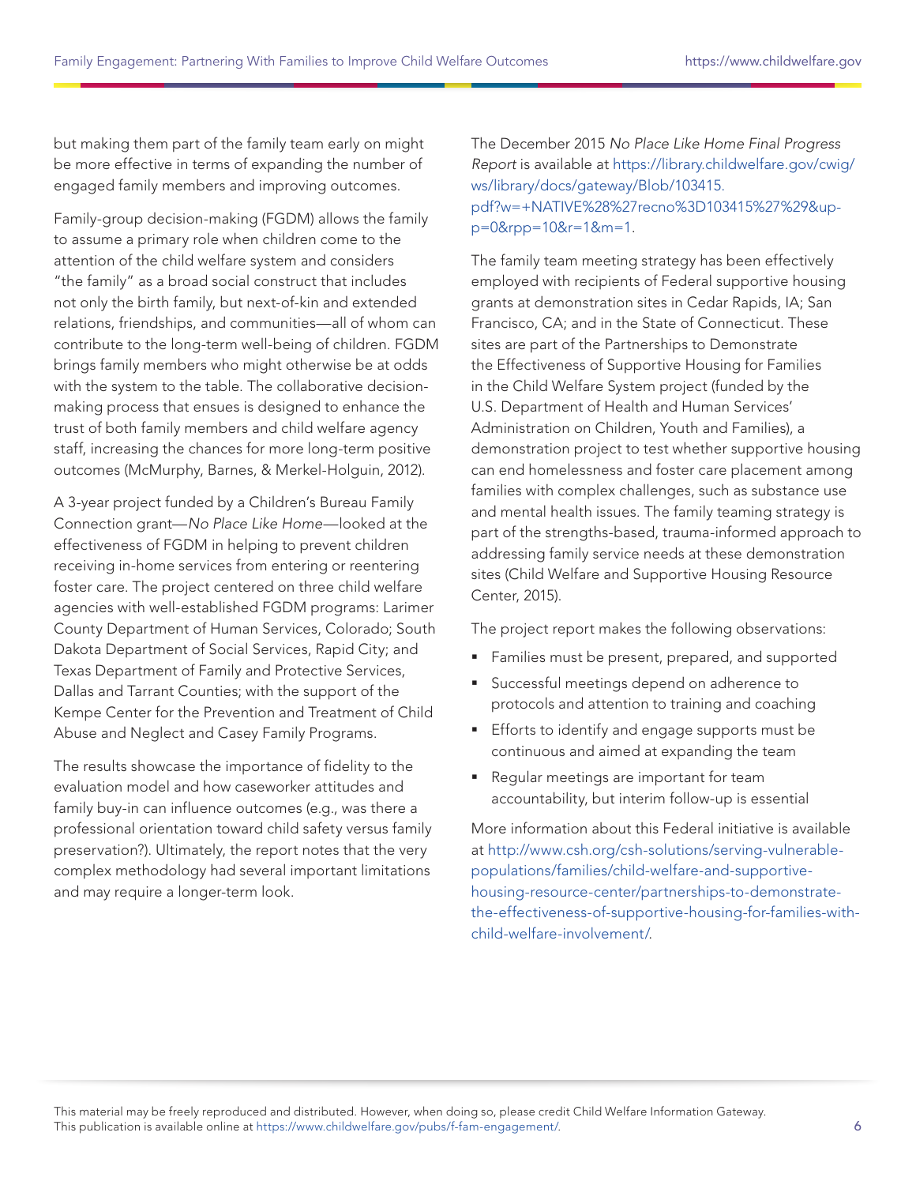but making them part of the family team early on might be more effective in terms of expanding the number of engaged family members and improving outcomes.

Family-group decision-making (FGDM) allows the family to assume a primary role when children come to the attention of the child welfare system and considers "the family" as a broad social construct that includes not only the birth family, but next-of-kin and extended relations, friendships, and communities—all of whom can contribute to the long-term well-being of children. FGDM brings family members who might otherwise be at odds with the system to the table. The collaborative decision-making process that ensues is designed to enhance the trust of both family members and child welfare agency staff, increasing the chances for more long-term positive outcomes (McMurphy, Barnes, & Merkel-Holguin, 2012).

A 3-year project funded by a Children's Bureau Family Connection grant—*No Place Like Home*—looked at the effectiveness of FGDM in helping to prevent children receiving in-home services from entering or reentering foster care. The project centered on three child welfare agencies with well-established FGDM programs: Larimer County Department of Human Services, Colorado; South Dakota Department of Social Services, Rapid City; and Texas Department of Family and Protective Services, Dallas and Tarrant Counties; with the support of the Kempe Center for the Prevention and Treatment of Child Abuse and Neglect and Casey Family Programs.

The results showcase the importance of fidelity to the evaluation model and how caseworker attitudes and family buy-in can influence outcomes (e.g., was there a professional orientation toward child safety versus family preservation?). Ultimately, the report notes that the very complex methodology had several important limitations and may require a longer-term look.

The December 2015 *No Place Like Home Final Progress Report* is available at https://library.childwelfare.gov/cwig/ws/library/docs/gateway/Blob/103415.pdf?w=+NATIVE%28%27recno%3D103415%27%29&upp=0&rpp=10&r=1&m=1.

The family team meeting strategy has been effectively employed with recipients of Federal supportive housing grants at demonstration sites in Cedar Rapids, IA; San Francisco, CA; and in the State of Connecticut. These sites are part of the Partnerships to Demonstrate the Effectiveness of Supportive Housing for Families in the Child Welfare System project (funded by the U.S. Department of Health and Human Services' Administration on Children, Youth and Families), a demonstration project to test whether supportive housing can end homelessness and foster care placement among families with complex challenges, such as substance use and mental health issues. The family teaming strategy is part of the strengths-based, trauma-informed approach to addressing family service needs at these demonstration sites (Child Welfare and Supportive Housing Resource Center, 2015).

The project report makes the following observations:

- Families must be present, prepared, and supported
- Successful meetings depend on adherence to protocols and attention to training and coaching
- Efforts to identify and engage supports must be continuous and aimed at expanding the team
- Regular meetings are important for team accountability, but interim follow-up is essential

More information about this Federal initiative is available at http://www.csh.org/csh-solutions/serving-vulnerable-populations/families/child-welfare-and-supportive-housing-resource-center/partnerships-to-demonstrate-the-effectiveness-of-supportive-housing-for-families-with-child-welfare-involvement/.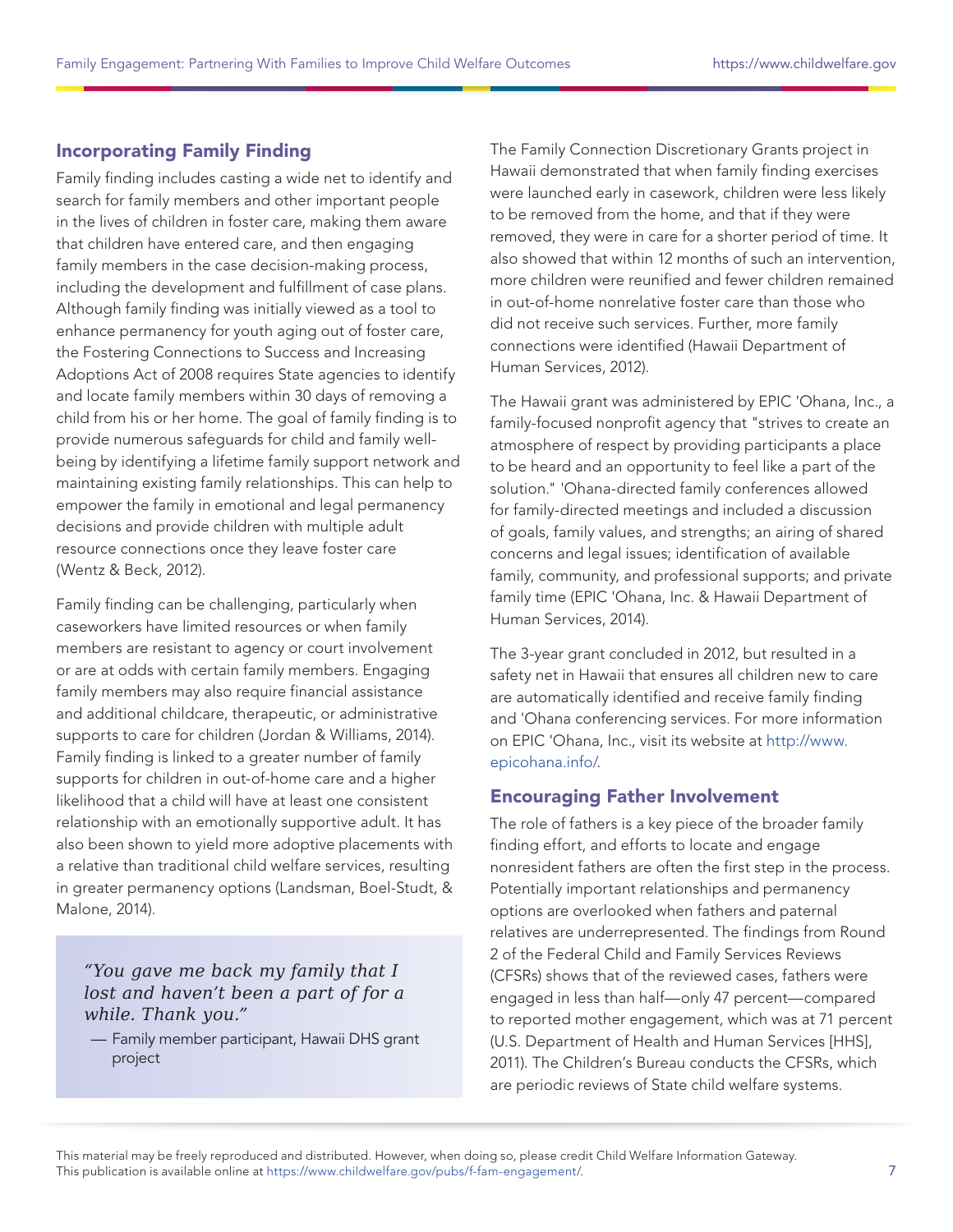## Incorporating Family Finding

Family finding includes casting a wide net to identify and search for family members and other important people in the lives of children in foster care, making them aware that children have entered care, and then engaging family members in the case decision-making process, including the development and fulfillment of case plans. Although family finding was initially viewed as a tool to enhance permanency for youth aging out of foster care, the Fostering Connections to Success and Increasing Adoptions Act of 2008 requires State agencies to identify and locate family members within 30 days of removing a child from his or her home. The goal of family finding is to provide numerous safeguards for child and family well-being by identifying a lifetime family support network and maintaining existing family relationships. This can help to empower the family in emotional and legal permanency decisions and provide children with multiple adult resource connections once they leave foster care (Wentz & Beck, 2012).

Family finding can be challenging, particularly when caseworkers have limited resources or when family members are resistant to agency or court involvement or are at odds with certain family members. Engaging family members may also require financial assistance and additional childcare, therapeutic, or administrative supports to care for children (Jordan & Williams, 2014). Family finding is linked to a greater number of family supports for children in out-of-home care and a higher likelihood that a child will have at least one consistent relationship with an emotionally supportive adult. It has also been shown to yield more adoptive placements with a relative than traditional child welfare services, resulting in greater permanency options (Landsman, Boel-Studt, & Malone, 2014).

> *"You gave me back my family that I lost and haven't been a part of for a while. Thank you."*
>
> — Family member participant, Hawaii DHS grant project

The Family Connection Discretionary Grants project in Hawaii demonstrated that when family finding exercises were launched early in casework, children were less likely to be removed from the home, and that if they were removed, they were in care for a shorter period of time. It also showed that within 12 months of such an intervention, more children were reunified and fewer children remained in out-of-home nonrelative foster care than those who did not receive such services. Further, more family connections were identified (Hawaii Department of Human Services, 2012).

The Hawaii grant was administered by EPIC 'Ohana, Inc., a family-focused nonprofit agency that "strives to create an atmosphere of respect by providing participants a place to be heard and an opportunity to feel like a part of the solution." 'Ohana-directed family conferences allowed for family-directed meetings and included a discussion of goals, family values, and strengths; an airing of shared concerns and legal issues; identification of available family, community, and professional supports; and private family time (EPIC 'Ohana, Inc. & Hawaii Department of Human Services, 2014).

The 3-year grant concluded in 2012, but resulted in a safety net in Hawaii that ensures all children new to care are automatically identified and receive family finding and 'Ohana conferencing services. For more information on EPIC 'Ohana, Inc., visit its website at http://www.epicohana.info/.

## Encouraging Father Involvement

The role of fathers is a key piece of the broader family finding effort, and efforts to locate and engage nonresident fathers are often the first step in the process. Potentially important relationships and permanency options are overlooked when fathers and paternal relatives are underrepresented. The findings from Round 2 of the Federal Child and Family Services Reviews (CFSRs) shows that of the reviewed cases, fathers were engaged in less than half—only 47 percent—compared to reported mother engagement, which was at 71 percent (U.S. Department of Health and Human Services [HHS], 2011). The Children's Bureau conducts the CFSRs, which are periodic reviews of State child welfare systems.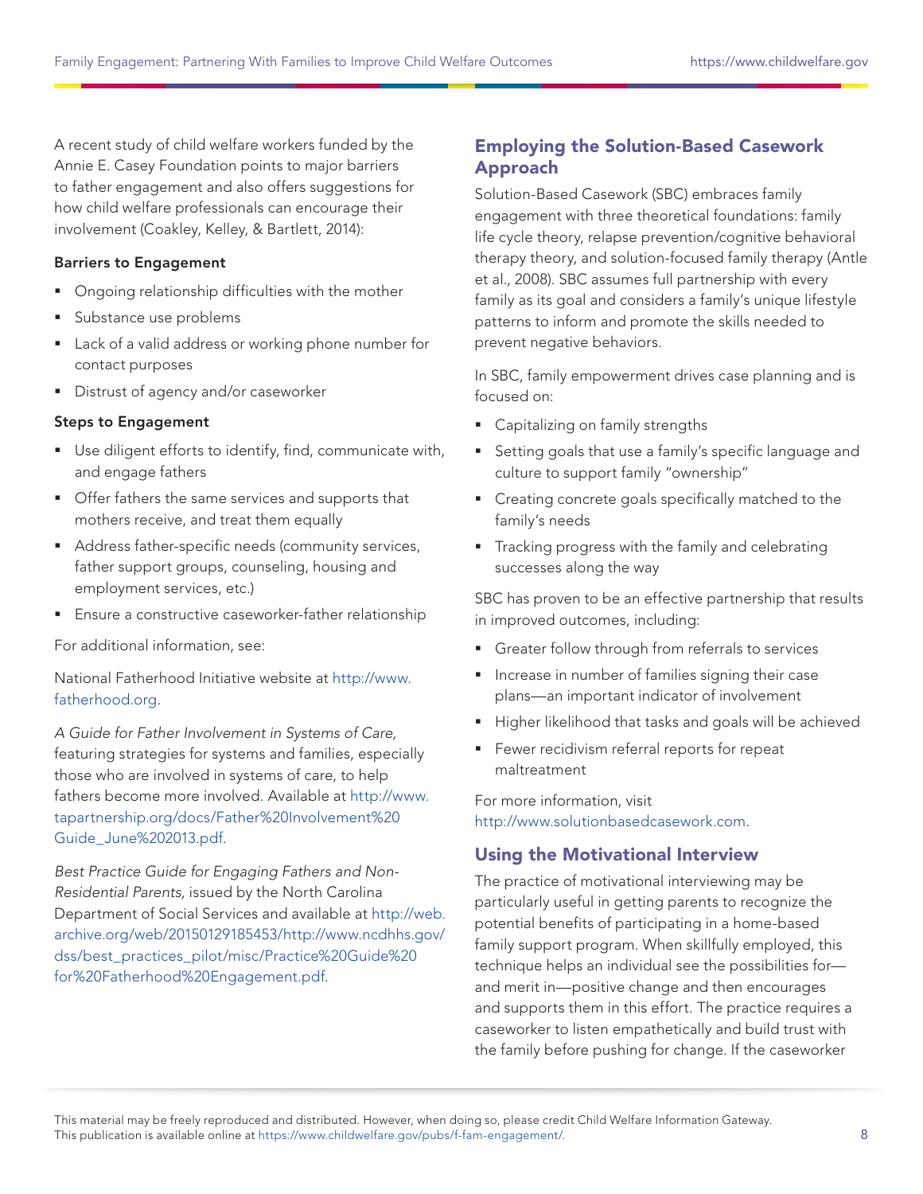A recent study of child welfare workers funded by the Annie E. Casey Foundation points to major barriers to father engagement and also offers suggestions for how child welfare professionals can encourage their involvement (Coakley, Kelley, & Bartlett, 2014):

**Barriers to Engagement**

- Ongoing relationship difficulties with the mother
- Substance use problems
- Lack of a valid address or working phone number for contact purposes
- Distrust of agency and/or caseworker

**Steps to Engagement**

- Use diligent efforts to identify, find, communicate with, and engage fathers
- Offer fathers the same services and supports that mothers receive, and treat them equally
- Address father-specific needs (community services, father support groups, counseling, housing and employment services, etc.)
- Ensure a constructive caseworker-father relationship

For additional information, see:

National Fatherhood Initiative website at http://www.fatherhood.org.

*A Guide for Father Involvement in Systems of Care,* featuring strategies for systems and families, especially those who are involved in systems of care, to help fathers become more involved. Available at http://www.tapartnership.org/docs/Father%20Involvement%20Guide_June%202013.pdf.

*Best Practice Guide for Engaging Fathers and Non-Residential Parents,* issued by the North Carolina Department of Social Services and available at http://web.archive.org/web/20150129185453/http://www.ncdhhs.gov/dss/best_practices_pilot/misc/Practice%20Guide%20for%20Fatherhood%20Engagement.pdf.

## Employing the Solution-Based Casework Approach

Solution-Based Casework (SBC) embraces family engagement with three theoretical foundations: family life cycle theory, relapse prevention/cognitive behavioral therapy theory, and solution-focused family therapy (Antle et al., 2008). SBC assumes full partnership with every family as its goal and considers a family's unique lifestyle patterns to inform and promote the skills needed to prevent negative behaviors.

In SBC, family empowerment drives case planning and is focused on:

- Capitalizing on family strengths
- Setting goals that use a family's specific language and culture to support family "ownership"
- Creating concrete goals specifically matched to the family's needs
- Tracking progress with the family and celebrating successes along the way

SBC has proven to be an effective partnership that results in improved outcomes, including:

- Greater follow through from referrals to services
- Increase in number of families signing their case plans—an important indicator of involvement
- Higher likelihood that tasks and goals will be achieved
- Fewer recidivism referral reports for repeat maltreatment

For more information, visit http://www.solutionbasedcasework.com.

## Using the Motivational Interview

The practice of motivational interviewing may be particularly useful in getting parents to recognize the potential benefits of participating in a home-based family support program. When skillfully employed, this technique helps an individual see the possibilities for—and merit in—positive change and then encourages and supports them in this effort. The practice requires a caseworker to listen empathetically and build trust with the family before pushing for change. If the caseworker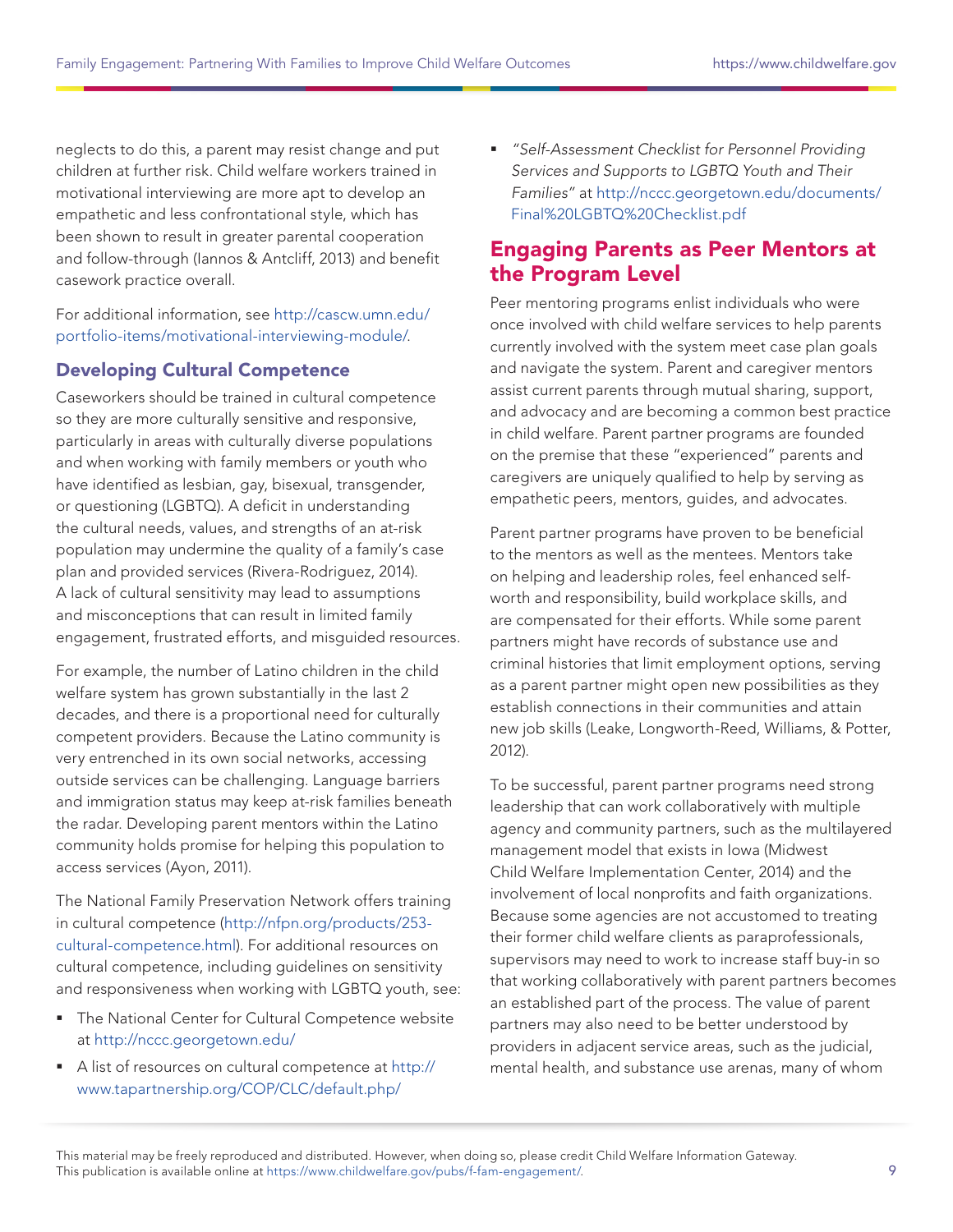neglects to do this, a parent may resist change and put children at further risk. Child welfare workers trained in motivational interviewing are more apt to develop an empathetic and less confrontational style, which has been shown to result in greater parental cooperation and follow-through (Iannos & Antcliff, 2013) and benefit casework practice overall.

For additional information, see http://cascw.umn.edu/portfolio-items/motivational-interviewing-module/.

### Developing Cultural Competence

Caseworkers should be trained in cultural competence so they are more culturally sensitive and responsive, particularly in areas with culturally diverse populations and when working with family members or youth who have identified as lesbian, gay, bisexual, transgender, or questioning (LGBTQ). A deficit in understanding the cultural needs, values, and strengths of an at-risk population may undermine the quality of a family's case plan and provided services (Rivera-Rodriguez, 2014). A lack of cultural sensitivity may lead to assumptions and misconceptions that can result in limited family engagement, frustrated efforts, and misguided resources.

For example, the number of Latino children in the child welfare system has grown substantially in the last 2 decades, and there is a proportional need for culturally competent providers. Because the Latino community is very entrenched in its own social networks, accessing outside services can be challenging. Language barriers and immigration status may keep at-risk families beneath the radar. Developing parent mentors within the Latino community holds promise for helping this population to access services (Ayon, 2011).

The National Family Preservation Network offers training in cultural competence (http://nfpn.org/products/253-cultural-competence.html). For additional resources on cultural competence, including guidelines on sensitivity and responsiveness when working with LGBTQ youth, see:

- The National Center for Cultural Competence website at http://nccc.georgetown.edu/
- A list of resources on cultural competence at http://www.tapartnership.org/COP/CLC/default.php/
- *"Self-Assessment Checklist for Personnel Providing Services and Supports to LGBTQ Youth and Their Families"* at http://nccc.georgetown.edu/documents/Final%20LGBTQ%20Checklist.pdf

## Engaging Parents as Peer Mentors at the Program Level

Peer mentoring programs enlist individuals who were once involved with child welfare services to help parents currently involved with the system meet case plan goals and navigate the system. Parent and caregiver mentors assist current parents through mutual sharing, support, and advocacy and are becoming a common best practice in child welfare. Parent partner programs are founded on the premise that these "experienced" parents and caregivers are uniquely qualified to help by serving as empathetic peers, mentors, guides, and advocates.

Parent partner programs have proven to be beneficial to the mentors as well as the mentees. Mentors take on helping and leadership roles, feel enhanced self-worth and responsibility, build workplace skills, and are compensated for their efforts. While some parent partners might have records of substance use and criminal histories that limit employment options, serving as a parent partner might open new possibilities as they establish connections in their communities and attain new job skills (Leake, Longworth-Reed, Williams, & Potter, 2012).

To be successful, parent partner programs need strong leadership that can work collaboratively with multiple agency and community partners, such as the multilayered management model that exists in Iowa (Midwest Child Welfare Implementation Center, 2014) and the involvement of local nonprofits and faith organizations. Because some agencies are not accustomed to treating their former child welfare clients as paraprofessionals, supervisors may need to work to increase staff buy-in so that working collaboratively with parent partners becomes an established part of the process. The value of parent partners may also need to be better understood by providers in adjacent service areas, such as the judicial, mental health, and substance use arenas, many of whom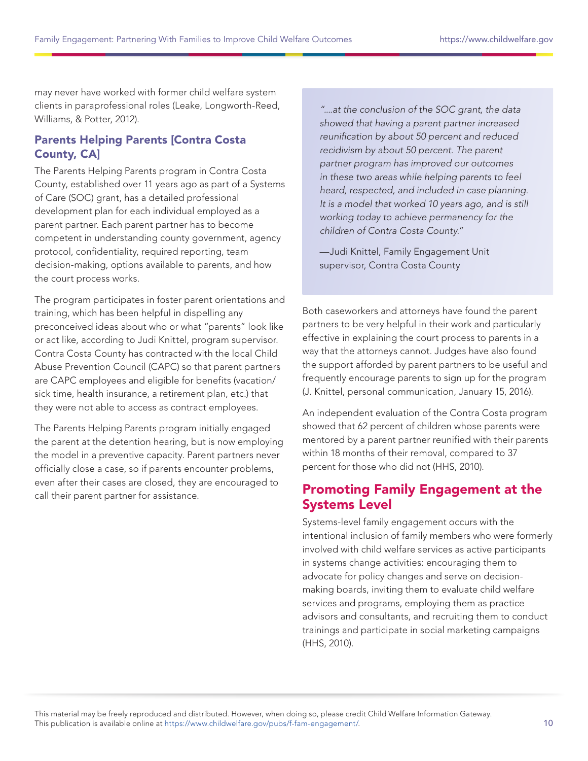may never have worked with former child welfare system clients in paraprofessional roles (Leake, Longworth-Reed, Williams, & Potter, 2012).

### Parents Helping Parents [Contra Costa County, CA]

The Parents Helping Parents program in Contra Costa County, established over 11 years ago as part of a Systems of Care (SOC) grant, has a detailed professional development plan for each individual employed as a parent partner. Each parent partner has to become competent in understanding county government, agency protocol, confidentiality, required reporting, team decision-making, options available to parents, and how the court process works.

The program participates in foster parent orientations and training, which has been helpful in dispelling any preconceived ideas about who or what "parents" look like or act like, according to Judi Knittel, program supervisor. Contra Costa County has contracted with the local Child Abuse Prevention Council (CAPC) so that parent partners are CAPC employees and eligible for benefits (vacation/sick time, health insurance, a retirement plan, etc.) that they were not able to access as contract employees.

The Parents Helping Parents program initially engaged the parent at the detention hearing, but is now employing the model in a preventive capacity. Parent partners never officially close a case, so if parents encounter problems, even after their cases are closed, they are encouraged to call their parent partner for assistance.

> *"....at the conclusion of the SOC grant, the data showed that having a parent partner increased reunification by about 50 percent and reduced recidivism by about 50 percent. The parent partner program has improved our outcomes in these two areas while helping parents to feel heard, respected, and included in case planning. It is a model that worked 10 years ago, and is still working today to achieve permanency for the children of Contra Costa County."*
>
> —Judi Knittel, Family Engagement Unit supervisor, Contra Costa County

Both caseworkers and attorneys have found the parent partners to be very helpful in their work and particularly effective in explaining the court process to parents in a way that the attorneys cannot. Judges have also found the support afforded by parent partners to be useful and frequently encourage parents to sign up for the program (J. Knittel, personal communication, January 15, 2016).

An independent evaluation of the Contra Costa program showed that 62 percent of children whose parents were mentored by a parent partner reunified with their parents within 18 months of their removal, compared to 37 percent for those who did not (HHS, 2010).

## Promoting Family Engagement at the Systems Level

Systems-level family engagement occurs with the intentional inclusion of family members who were formerly involved with child welfare services as active participants in systems change activities: encouraging them to advocate for policy changes and serve on decision-making boards, inviting them to evaluate child welfare services and programs, employing them as practice advisors and consultants, and recruiting them to conduct trainings and participate in social marketing campaigns (HHS, 2010).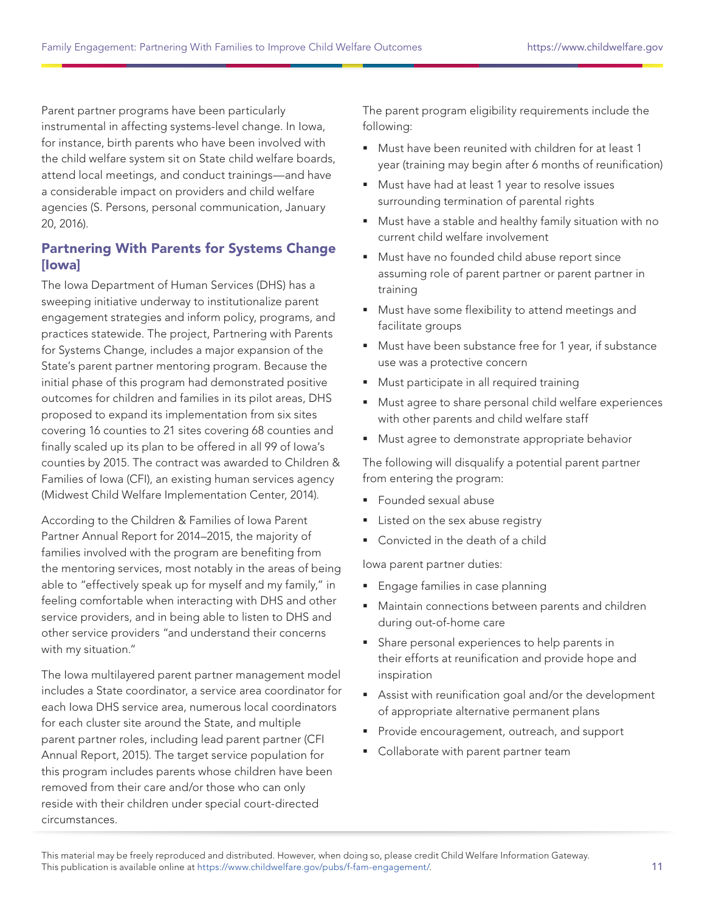Parent partner programs have been particularly instrumental in affecting systems-level change. In Iowa, for instance, birth parents who have been involved with the child welfare system sit on State child welfare boards, attend local meetings, and conduct trainings—and have a considerable impact on providers and child welfare agencies (S. Persons, personal communication, January 20, 2016).

### Partnering With Parents for Systems Change [Iowa]

The Iowa Department of Human Services (DHS) has a sweeping initiative underway to institutionalize parent engagement strategies and inform policy, programs, and practices statewide. The project, Partnering with Parents for Systems Change, includes a major expansion of the State's parent partner mentoring program. Because the initial phase of this program had demonstrated positive outcomes for children and families in its pilot areas, DHS proposed to expand its implementation from six sites covering 16 counties to 21 sites covering 68 counties and finally scaled up its plan to be offered in all 99 of Iowa's counties by 2015. The contract was awarded to Children & Families of Iowa (CFI), an existing human services agency (Midwest Child Welfare Implementation Center, 2014).

According to the Children & Families of Iowa Parent Partner Annual Report for 2014–2015, the majority of families involved with the program are benefiting from the mentoring services, most notably in the areas of being able to "effectively speak up for myself and my family," in feeling comfortable when interacting with DHS and other service providers, and in being able to listen to DHS and other service providers "and understand their concerns with my situation."

The Iowa multilayered parent partner management model includes a State coordinator, a service area coordinator for each Iowa DHS service area, numerous local coordinators for each cluster site around the State, and multiple parent partner roles, including lead parent partner (CFI Annual Report, 2015). The target service population for this program includes parents whose children have been removed from their care and/or those who can only reside with their children under special court-directed circumstances.

The parent program eligibility requirements include the following:

- Must have been reunited with children for at least 1 year (training may begin after 6 months of reunification)
- Must have had at least 1 year to resolve issues surrounding termination of parental rights
- Must have a stable and healthy family situation with no current child welfare involvement
- Must have no founded child abuse report since assuming role of parent partner or parent partner in training
- Must have some flexibility to attend meetings and facilitate groups
- Must have been substance free for 1 year, if substance use was a protective concern
- Must participate in all required training
- Must agree to share personal child welfare experiences with other parents and child welfare staff
- Must agree to demonstrate appropriate behavior

The following will disqualify a potential parent partner from entering the program:

- Founded sexual abuse
- Listed on the sex abuse registry
- Convicted in the death of a child

Iowa parent partner duties:

- Engage families in case planning
- Maintain connections between parents and children during out-of-home care
- Share personal experiences to help parents in their efforts at reunification and provide hope and inspiration
- Assist with reunification goal and/or the development of appropriate alternative permanent plans
- Provide encouragement, outreach, and support
- Collaborate with parent partner team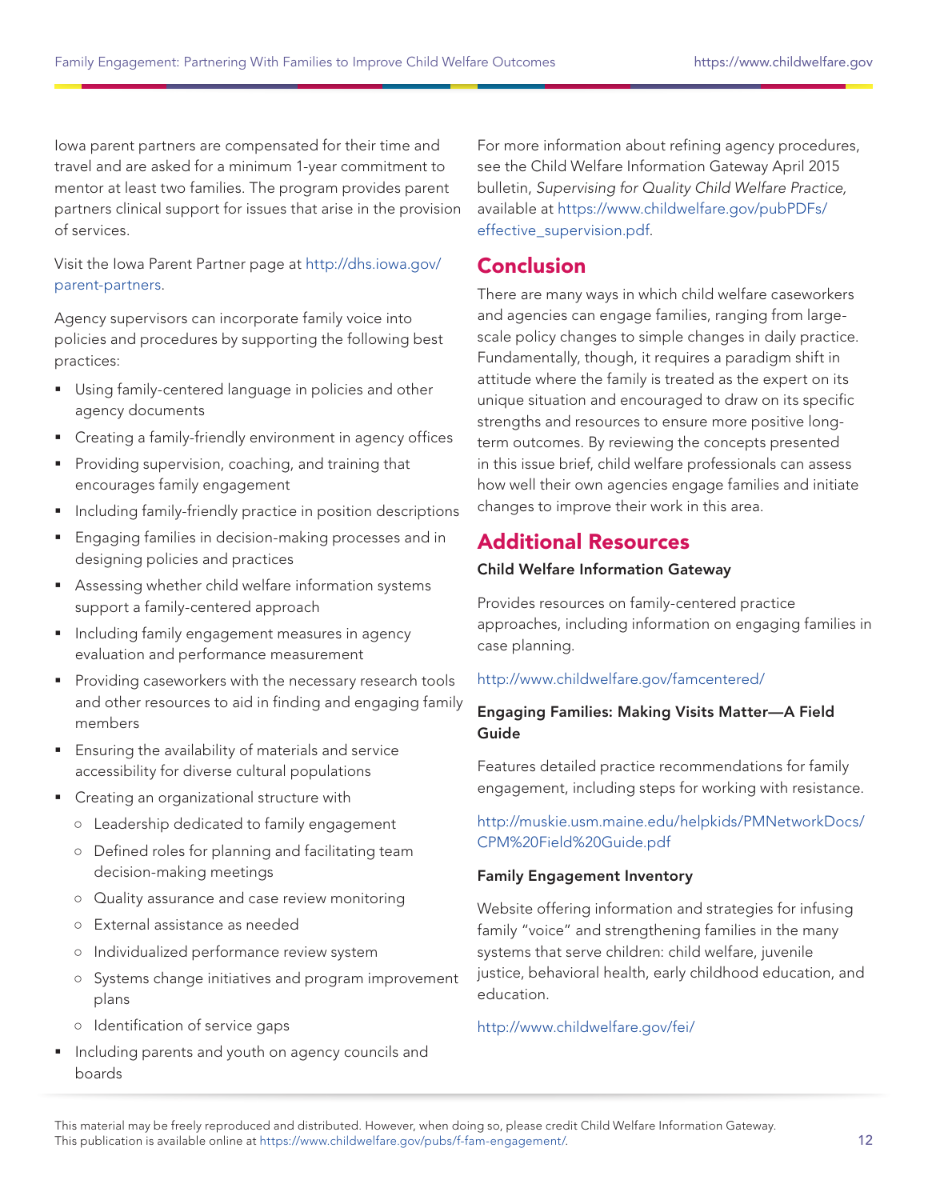Iowa parent partners are compensated for their time and travel and are asked for a minimum 1-year commitment to mentor at least two families. The program provides parent partners clinical support for issues that arise in the provision of services.

Visit the Iowa Parent Partner page at http://dhs.iowa.gov/parent-partners.

Agency supervisors can incorporate family voice into policies and procedures by supporting the following best practices:

- Using family-centered language in policies and other agency documents
- Creating a family-friendly environment in agency offices
- Providing supervision, coaching, and training that encourages family engagement
- Including family-friendly practice in position descriptions
- Engaging families in decision-making processes and in designing policies and practices
- Assessing whether child welfare information systems support a family-centered approach
- Including family engagement measures in agency evaluation and performance measurement
- Providing caseworkers with the necessary research tools and other resources to aid in finding and engaging family members
- Ensuring the availability of materials and service accessibility for diverse cultural populations
- Creating an organizational structure with
    - Leadership dedicated to family engagement
    - Defined roles for planning and facilitating team decision-making meetings
    - Quality assurance and case review monitoring
    - External assistance as needed
    - Individualized performance review system
    - Systems change initiatives and program improvement plans
    - Identification of service gaps
- Including parents and youth on agency councils and boards

For more information about refining agency procedures, see the Child Welfare Information Gateway April 2015 bulletin, *Supervising for Quality Child Welfare Practice,* available at https://www.childwelfare.gov/pubPDFs/effective_supervision.pdf.

## Conclusion

There are many ways in which child welfare caseworkers and agencies can engage families, ranging from large-scale policy changes to simple changes in daily practice. Fundamentally, though, it requires a paradigm shift in attitude where the family is treated as the expert on its unique situation and encouraged to draw on its specific strengths and resources to ensure more positive long-term outcomes. By reviewing the concepts presented in this issue brief, child welfare professionals can assess how well their own agencies engage families and initiate changes to improve their work in this area.

## Additional Resources

**Child Welfare Information Gateway**

Provides resources on family-centered practice approaches, including information on engaging families in case planning.

http://www.childwelfare.gov/famcentered/

**Engaging Families: Making Visits Matter—A Field Guide**

Features detailed practice recommendations for family engagement, including steps for working with resistance.

http://muskie.usm.maine.edu/helpkids/PMNetworkDocs/CPM%20Field%20Guide.pdf

**Family Engagement Inventory**

Website offering information and strategies for infusing family "voice" and strengthening families in the many systems that serve children: child welfare, juvenile justice, behavioral health, early childhood education, and education.

http://www.childwelfare.gov/fei/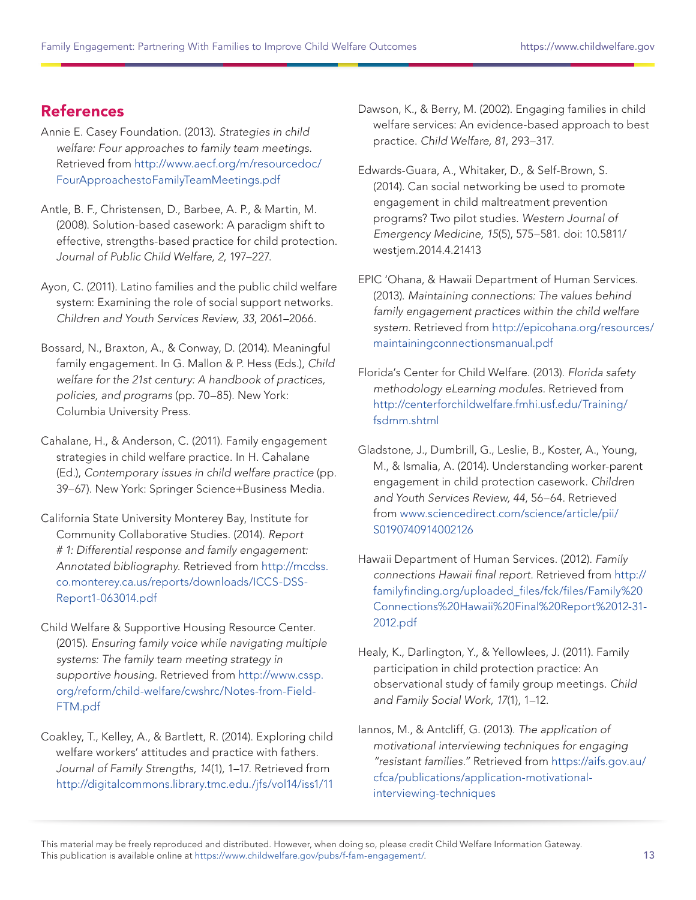## References

Annie E. Casey Foundation. (2013). *Strategies in child welfare: Four approaches to family team meetings*. Retrieved from http://www.aecf.org/m/resourcedoc/FourApproachestoFamilyTeamMeetings.pdf

Antle, B. F., Christensen, D., Barbee, A. P., & Martin, M. (2008). Solution-based casework: A paradigm shift to effective, strengths-based practice for child protection. *Journal of Public Child Welfare, 2*, 197–227.

Ayon, C. (2011). Latino families and the public child welfare system: Examining the role of social support networks. *Children and Youth Services Review, 33*, 2061–2066.

Bossard, N., Braxton, A., & Conway, D. (2014). Meaningful family engagement. In G. Mallon & P. Hess (Eds.), *Child welfare for the 21st century: A handbook of practices, policies, and programs* (pp. 70–85). New York: Columbia University Press.

Cahalane, H., & Anderson, C. (2011). Family engagement strategies in child welfare practice. In H. Cahalane (Ed.), *Contemporary issues in child welfare practice* (pp. 39–67). New York: Springer Science+Business Media.

California State University Monterey Bay, Institute for Community Collaborative Studies. (2014). *Report # 1: Differential response and family engagement: Annotated bibliography.* Retrieved from http://mcdss.co.monterey.ca.us/reports/downloads/ICCS-DSS-Report1-063014.pdf

Child Welfare & Supportive Housing Resource Center. (2015). *Ensuring family voice while navigating multiple systems: The family team meeting strategy in supportive housing*. Retrieved from http://www.cssp.org/reform/child-welfare/cwshrc/Notes-from-Field-FTM.pdf

Coakley, T., Kelley, A., & Bartlett, R. (2014). Exploring child welfare workers' attitudes and practice with fathers. *Journal of Family Strengths, 14*(1), 1–17. Retrieved from http://digitalcommons.library.tmc.edu./jfs/vol14/iss1/11

Dawson, K., & Berry, M. (2002). Engaging families in child welfare services: An evidence-based approach to best practice. *Child Welfare, 81*, 293–317.

Edwards-Guara, A., Whitaker, D., & Self-Brown, S. (2014). Can social networking be used to promote engagement in child maltreatment prevention programs? Two pilot studies. *Western Journal of Emergency Medicine, 15*(5), 575–581. doi: 10.5811/westjem.2014.4.21413

EPIC 'Ohana, & Hawaii Department of Human Services. (2013). *Maintaining connections: The values behind family engagement practices within the child welfare system*. Retrieved from http://epicohana.org/resources/maintainingconnectionsmanual.pdf

Florida's Center for Child Welfare. (2013). *Florida safety methodology eLearning modules*. Retrieved from http://centerforchildwelfare.fmhi.usf.edu/Training/fsdmm.shtml

Gladstone, J., Dumbrill, G., Leslie, B., Koster, A., Young, M., & Ismalia, A. (2014). Understanding worker-parent engagement in child protection casework. *Children and Youth Services Review, 44*, 56–64. Retrieved from www.sciencedirect.com/science/article/pii/S0190740914002126

Hawaii Department of Human Services. (2012). *Family connections Hawaii final report*. Retrieved from http://familyfinding.org/uploaded_files/fck/files/Family%20Connections%20Hawaii%20Final%20Report%2012-31-2012.pdf

Healy, K., Darlington, Y., & Yellowlees, J. (2011). Family participation in child protection practice: An observational study of family group meetings. *Child and Family Social Work, 17*(1), 1–12.

Iannos, M., & Antcliff, G. (2013). *The application of motivational interviewing techniques for engaging "resistant families."* Retrieved from https://aifs.gov.au/cfca/publications/application-motivational-interviewing-techniques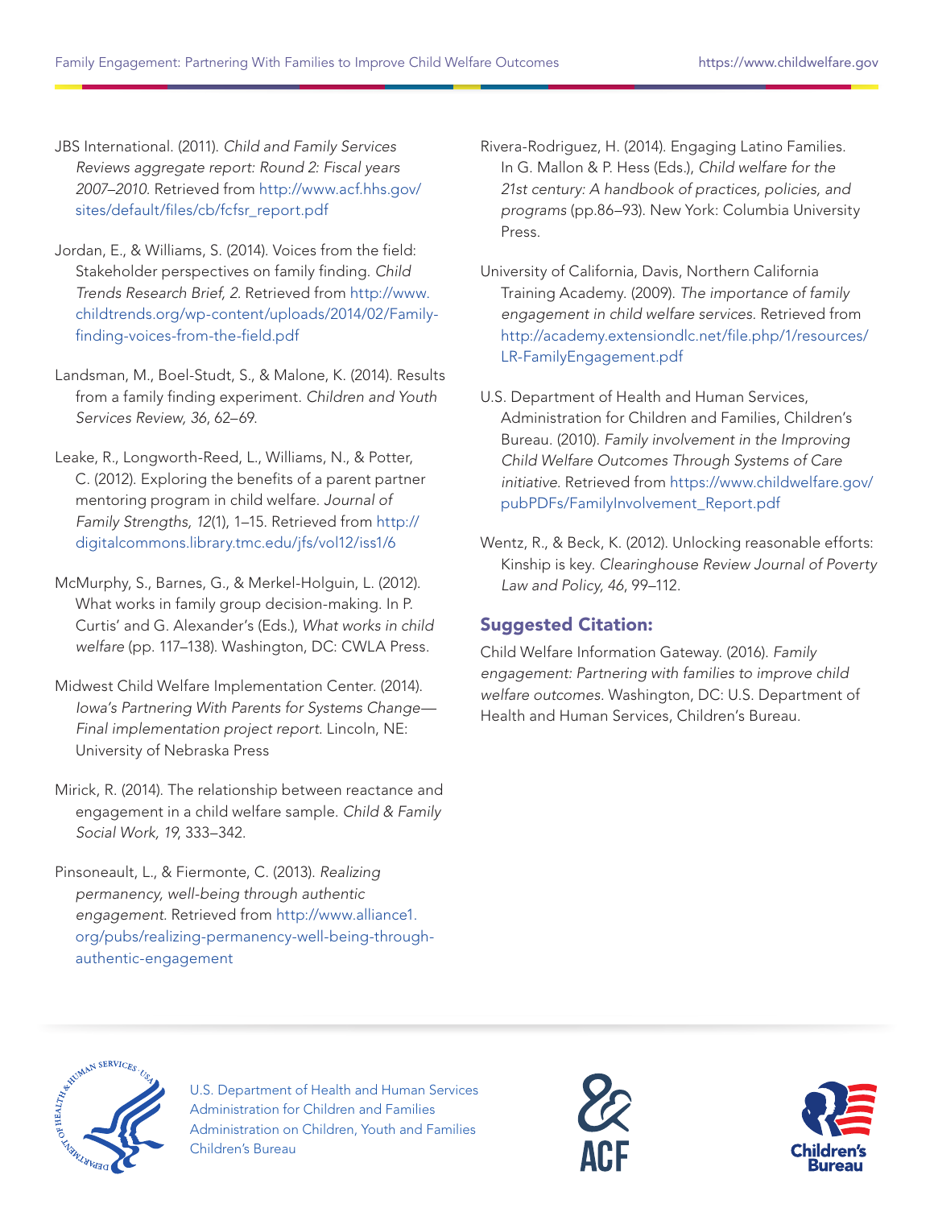JBS International. (2011). *Child and Family Services Reviews aggregate report: Round 2: Fiscal years 2007–2010.* Retrieved from http://www.acf.hhs.gov/sites/default/files/cb/fcfsr_report.pdf

Jordan, E., & Williams, S. (2014). Voices from the field: Stakeholder perspectives on family finding. *Child Trends Research Brief, 2*. Retrieved from http://www.childtrends.org/wp-content/uploads/2014/02/Family-finding-voices-from-the-field.pdf

Landsman, M., Boel-Studt, S., & Malone, K. (2014). Results from a family finding experiment. *Children and Youth Services Review, 36*, 62–69.

Leake, R., Longworth-Reed, L., Williams, N., & Potter, C. (2012). Exploring the benefits of a parent partner mentoring program in child welfare. *Journal of Family Strengths, 12*(1), 1–15. Retrieved from http://digitalcommons.library.tmc.edu/jfs/vol12/iss1/6

McMurphy, S., Barnes, G., & Merkel-Holguin, L. (2012). What works in family group decision-making. In P. Curtis' and G. Alexander's (Eds.), *What works in child welfare* (pp. 117–138). Washington, DC: CWLA Press.

Midwest Child Welfare Implementation Center. (2014). *Iowa's Partnering With Parents for Systems Change—Final implementation project report.* Lincoln, NE: University of Nebraska Press

Mirick, R. (2014). The relationship between reactance and engagement in a child welfare sample. *Child & Family Social Work, 19*, 333–342.

Pinsoneault, L., & Fiermonte, C. (2013). *Realizing permanency, well-being through authentic engagement.* Retrieved from http://www.alliance1.org/pubs/realizing-permanency-well-being-through-authentic-engagement

Rivera-Rodriguez, H. (2014). Engaging Latino Families. In G. Mallon & P. Hess (Eds.), *Child welfare for the 21st century: A handbook of practices, policies, and programs* (pp.86–93). New York: Columbia University Press.

University of California, Davis, Northern California Training Academy. (2009). *The importance of family engagement in child welfare services.* Retrieved from http://academy.extensiondlc.net/file.php/1/resources/LR-FamilyEngagement.pdf

U.S. Department of Health and Human Services, Administration for Children and Families, Children's Bureau. (2010). *Family involvement in the Improving Child Welfare Outcomes Through Systems of Care initiative.* Retrieved from https://www.childwelfare.gov/pubPDFs/FamilyInvolvement_Report.pdf

Wentz, R., & Beck, K. (2012). Unlocking reasonable efforts: Kinship is key. *Clearinghouse Review Journal of Poverty Law and Policy, 46*, 99–112.

## Suggested Citation:

Child Welfare Information Gateway. (2016). *Family engagement: Partnering with families to improve child welfare outcomes.* Washington, DC: U.S. Department of Health and Human Services, Children's Bureau.

U.S. Department of Health and Human Services
Administration for Children and Families
Administration on Children, Youth and Families
Children's Bureau